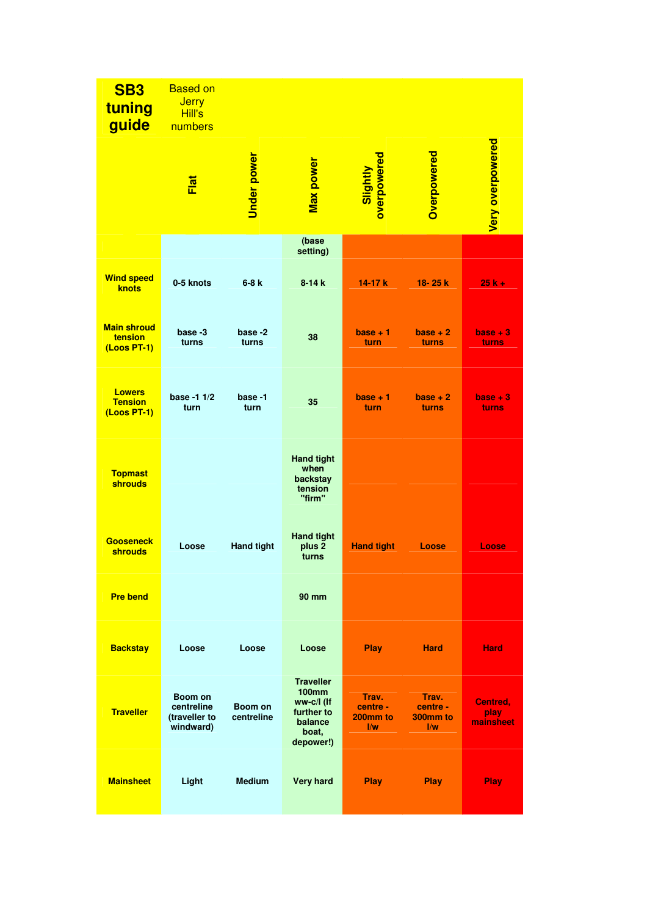| SB3 tuning guide | Based on Jerry Hill's numbers | | | | | |
|---|---|---|---|---|---|---|
| | Flat | Under power | Max power | Slightly overpowered | Overpowered | Very overpowered |
| | | | (base setting) | | | |
| Wind speed knots | 0-5 knots | 6-8 k | 8-14 k | 14-17 k | 18- 25 k | 25 k + |
| Main shroud tension (Loos PT-1) | base -3 turns | base -2 turns | 38 | base + 1 turn | base + 2 turns | base + 3 turns |
| Lowers Tension (Loos PT-1) | base -1 1/2 turn | base -1 turn | 35 | base + 1 turn | base + 2 turns | base + 3 turns |
| Topmast shrouds | | | Hand tight when backstay tension "firm" | | | |
| Gooseneck shrouds | Loose | Hand tight | Hand tight plus 2 turns | Hand tight | Loose | Loose |
| Pre bend | | | 90 mm | | | |
| Backstay | Loose | Loose | Loose | Play | Hard | Hard |
| Traveller | Boom on centreline (traveller to windward) | Boom on centreline | Traveller 100mm ww-c/l (If further to balance boat, depower!) | Trav. centre - 200mm to l/w | Trav. centre - 300mm to l/w | Centred, play mainsheet |
| Mainsheet | Light | Medium | Very hard | Play | Play | Play |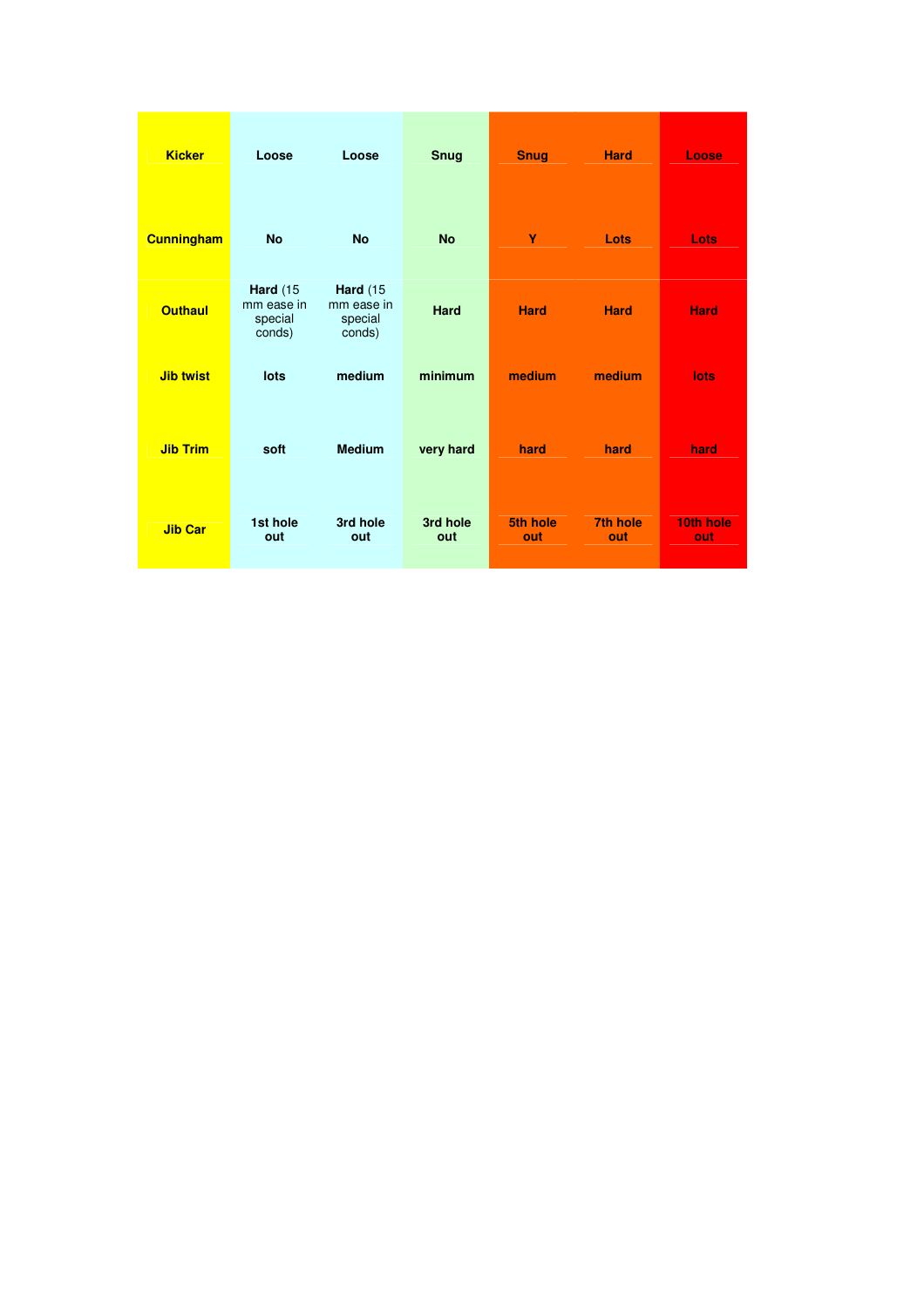| | | | | | | |
|---|---|---|---|---|---|---|
| **Kicker** | **Loose** | **Loose** | **Snug** | **Snug** | **Hard** | **Loose** |
| **Cunningham** | **No** | **No** | **No** | **Y** | **Lots** | **Lots** |
| **Outhaul** | **Hard** (15 mm ease in special conds) | **Hard** (15 mm ease in special conds) | **Hard** | **Hard** | **Hard** | **Hard** |
| **Jib twist** | **lots** | **medium** | **minimum** | **medium** | **medium** | **lots** |
| **Jib Trim** | **soft** | **Medium** | **very hard** | **hard** | **hard** | **hard** |
| **Jib Car** | **1st hole out** | **3rd hole out** | **3rd hole out** | **5th hole out** | **7th hole out** | **10th hole out** |